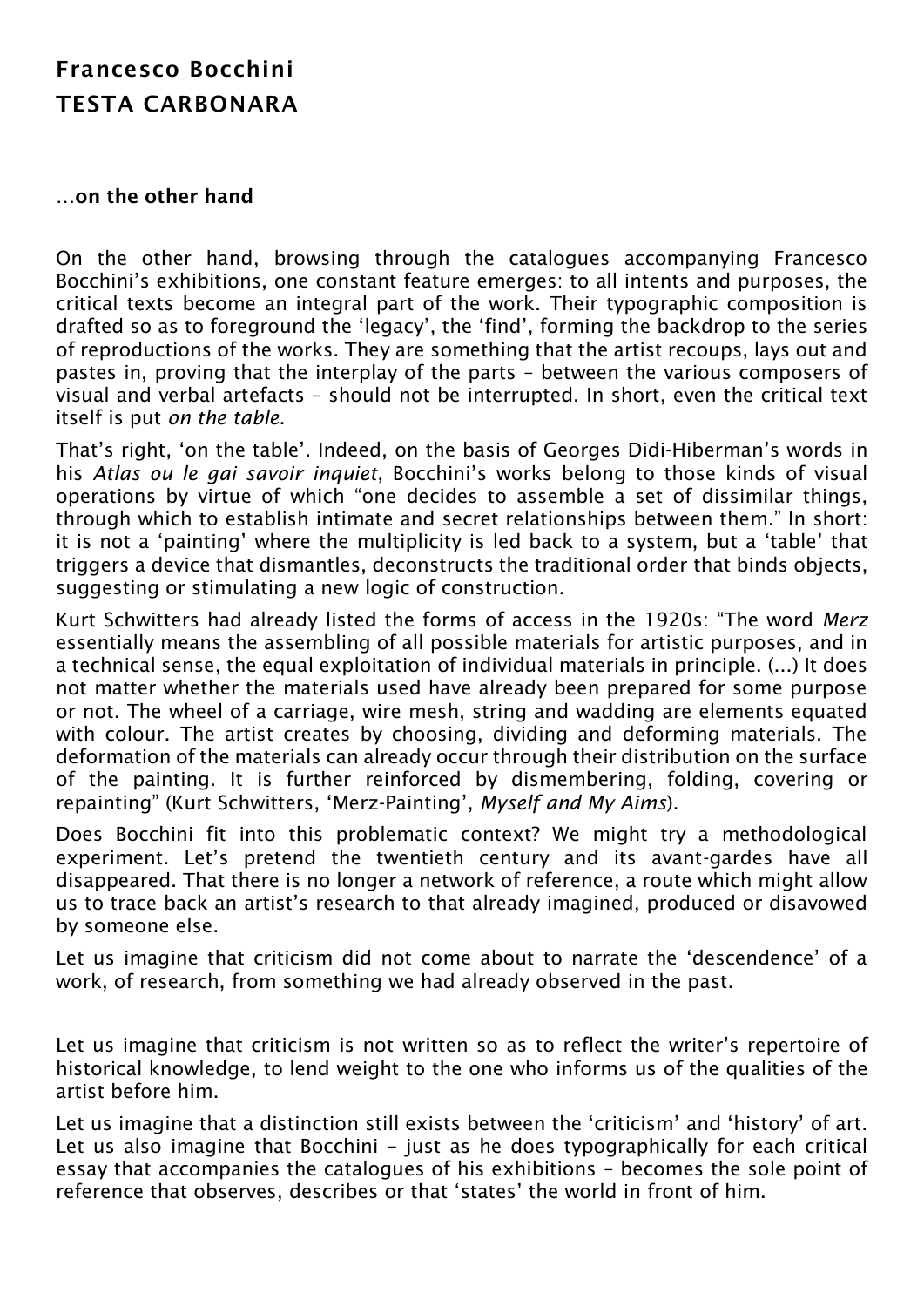# Francesco Bocchini
# TESTA CARBONARA

…**on the other hand**

On the other hand, browsing through the catalogues accompanying Francesco Bocchini's exhibitions, one constant feature emerges: to all intents and purposes, the critical texts become an integral part of the work. Their typographic composition is drafted so as to foreground the 'legacy', the 'find', forming the backdrop to the series of reproductions of the works. They are something that the artist recoups, lays out and pastes in, proving that the interplay of the parts – between the various composers of visual and verbal artefacts – should not be interrupted. In short, even the critical text itself is put *on the table*.

That's right, 'on the table'. Indeed, on the basis of Georges Didi-Hiberman's words in his *Atlas ou le gai savoir inquiet*, Bocchini's works belong to those kinds of visual operations by virtue of which "one decides to assemble a set of dissimilar things, through which to establish intimate and secret relationships between them." In short: it is not a 'painting' where the multiplicity is led back to a system, but a 'table' that triggers a device that dismantles, deconstructs the traditional order that binds objects, suggesting or stimulating a new logic of construction.

Kurt Schwitters had already listed the forms of access in the 1920s: "The word *Merz* essentially means the assembling of all possible materials for artistic purposes, and in a technical sense, the equal exploitation of individual materials in principle. (...) It does not matter whether the materials used have already been prepared for some purpose or not. The wheel of a carriage, wire mesh, string and wadding are elements equated with colour. The artist creates by choosing, dividing and deforming materials. The deformation of the materials can already occur through their distribution on the surface of the painting. It is further reinforced by dismembering, folding, covering or repainting" (Kurt Schwitters, 'Merz-Painting', *Myself and My Aims*).

Does Bocchini fit into this problematic context? We might try a methodological experiment. Let's pretend the twentieth century and its avant-gardes have all disappeared. That there is no longer a network of reference, a route which might allow us to trace back an artist's research to that already imagined, produced or disavowed by someone else.

Let us imagine that criticism did not come about to narrate the 'descendence' of a work, of research, from something we had already observed in the past.

Let us imagine that criticism is not written so as to reflect the writer's repertoire of historical knowledge, to lend weight to the one who informs us of the qualities of the artist before him.

Let us imagine that a distinction still exists between the 'criticism' and 'history' of art. Let us also imagine that Bocchini – just as he does typographically for each critical essay that accompanies the catalogues of his exhibitions – becomes the sole point of reference that observes, describes or that 'states' the world in front of him.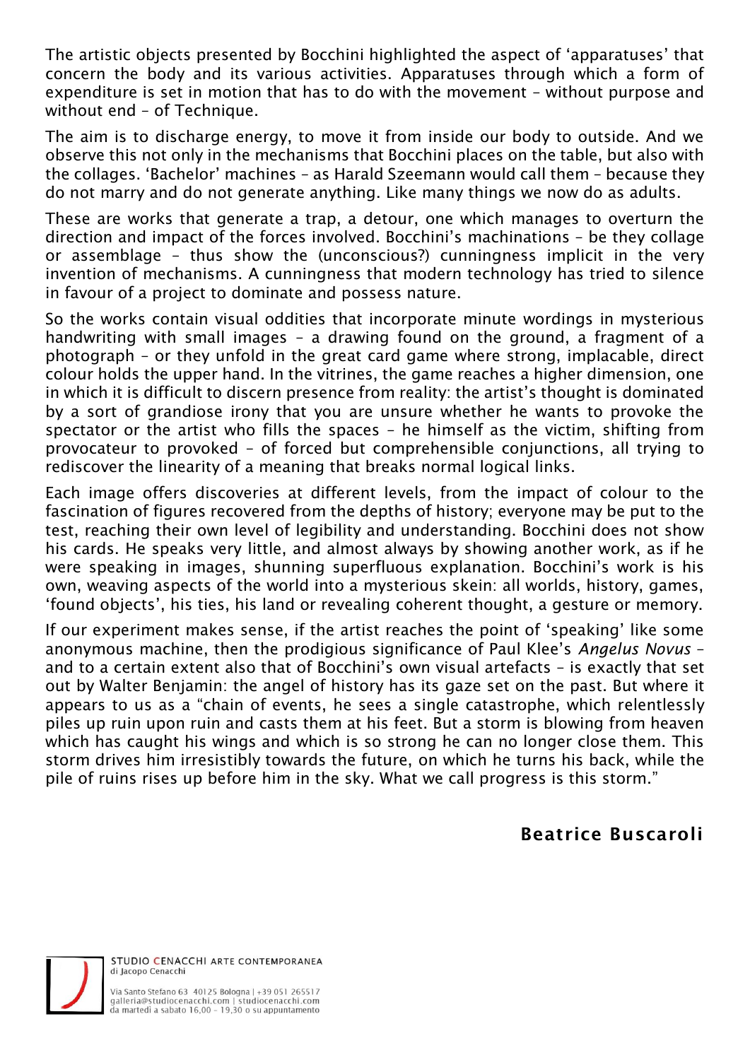The artistic objects presented by Bocchini highlighted the aspect of 'apparatuses' that concern the body and its various activities. Apparatuses through which a form of expenditure is set in motion that has to do with the movement – without purpose and without end – of Technique.

The aim is to discharge energy, to move it from inside our body to outside. And we observe this not only in the mechanisms that Bocchini places on the table, but also with the collages. 'Bachelor' machines – as Harald Szeemann would call them – because they do not marry and do not generate anything. Like many things we now do as adults.

These are works that generate a trap, a detour, one which manages to overturn the direction and impact of the forces involved. Bocchini's machinations – be they collage or assemblage – thus show the (unconscious?) cunningness implicit in the very invention of mechanisms. A cunningness that modern technology has tried to silence in favour of a project to dominate and possess nature.

So the works contain visual oddities that incorporate minute wordings in mysterious handwriting with small images – a drawing found on the ground, a fragment of a photograph – or they unfold in the great card game where strong, implacable, direct colour holds the upper hand. In the vitrines, the game reaches a higher dimension, one in which it is difficult to discern presence from reality: the artist's thought is dominated by a sort of grandiose irony that you are unsure whether he wants to provoke the spectator or the artist who fills the spaces – he himself as the victim, shifting from provocateur to provoked – of forced but comprehensible conjunctions, all trying to rediscover the linearity of a meaning that breaks normal logical links.

Each image offers discoveries at different levels, from the impact of colour to the fascination of figures recovered from the depths of history; everyone may be put to the test, reaching their own level of legibility and understanding. Bocchini does not show his cards. He speaks very little, and almost always by showing another work, as if he were speaking in images, shunning superfluous explanation. Bocchini's work is his own, weaving aspects of the world into a mysterious skein: all worlds, history, games, 'found objects', his ties, his land or revealing coherent thought, a gesture or memory.

If our experiment makes sense, if the artist reaches the point of 'speaking' like some anonymous machine, then the prodigious significance of Paul Klee's *Angelus Novus* – and to a certain extent also that of Bocchini's own visual artefacts – is exactly that set out by Walter Benjamin: the angel of history has its gaze set on the past. But where it appears to us as a "chain of events, he sees a single catastrophe, which relentlessly piles up ruin upon ruin and casts them at his feet. But a storm is blowing from heaven which has caught his wings and which is so strong he can no longer close them. This storm drives him irresistibly towards the future, on which he turns his back, while the pile of ruins rises up before him in the sky. What we call progress is this storm."

**Beatrice Buscaroli**

STUDIO CENACCHI ARTE CONTEMPORANEA
di Jacopo Cenacchi

Via Santo Stefano 63 40125 Bologna | +39 051 265517
galleria@studiocenacchi.com | studiocenacchi.com
da martedì a sabato 16,00 - 19,30 o su appuntamento